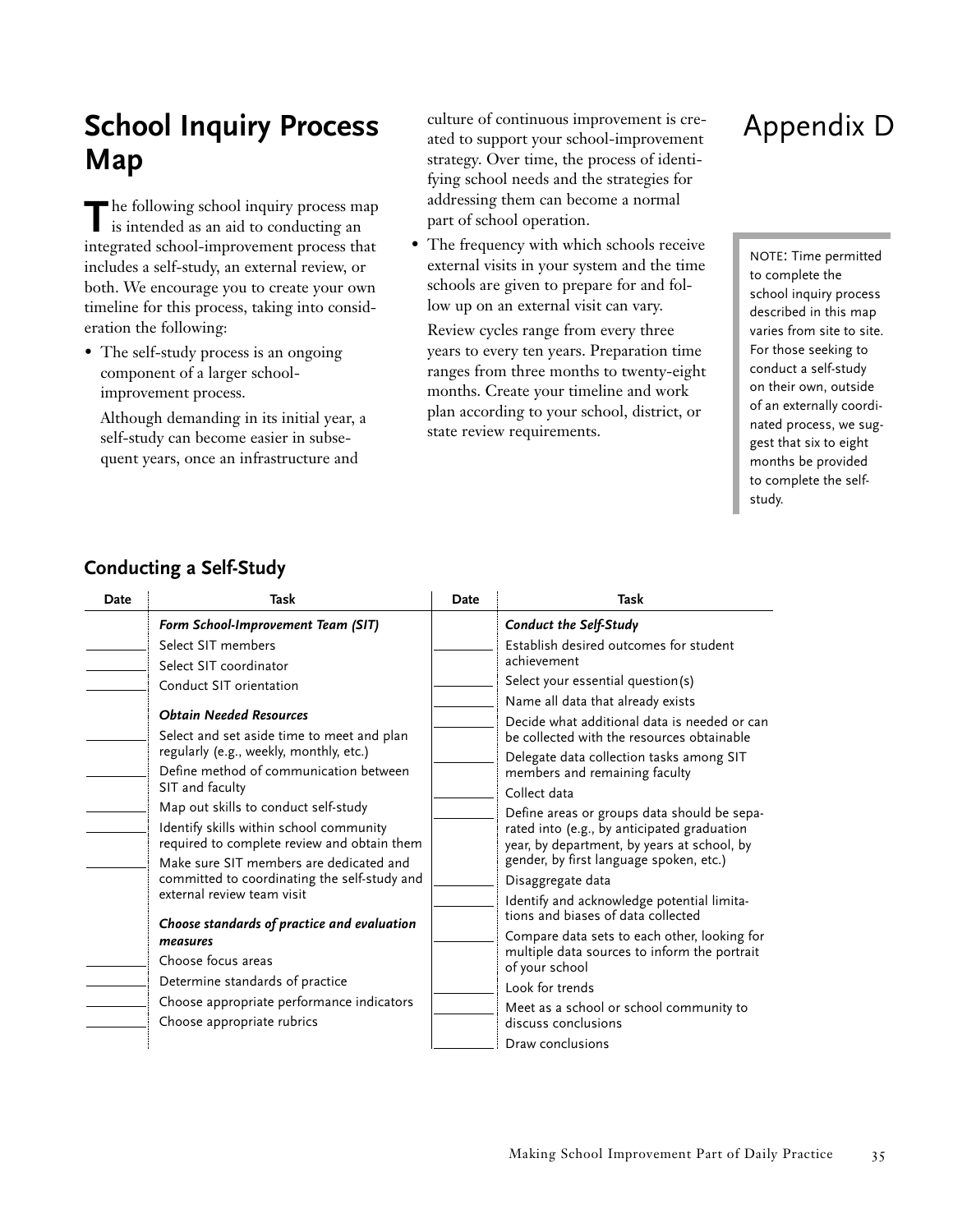# School Inquiry Process Map

# Appendix D

The following school inquiry process map is intended as an aid to conducting an integrated school-improvement process that includes a self-study, an external review, or both. We encourage you to create your own timeline for this process, taking into consideration the following:

- The self-study process is an ongoing component of a larger school-improvement process.

  Although demanding in its initial year, a self-study can become easier in subsequent years, once an infrastructure and culture of continuous improvement is created to support your school-improvement strategy. Over time, the process of identifying school needs and the strategies for addressing them can become a normal part of school operation.

- The frequency with which schools receive external visits in your system and the time schools are given to prepare for and follow up on an external visit can vary.

  Review cycles range from every three years to every ten years. Preparation time ranges from three months to twenty-eight months. Create your timeline and work plan according to your school, district, or state review requirements.

NOTE: Time permitted to complete the school inquiry process described in this map varies from site to site. For those seeking to conduct a self-study on their own, outside of an externally coordinated process, we suggest that six to eight months be provided to complete the self-study.

## Conducting a Self-Study

| Date | Task | Date | Task |
|---|---|---|---|
| | ***Form School-Improvement Team (SIT)*** | | ***Conduct the Self-Study*** |
| ________ | Select SIT members | ________ | Establish desired outcomes for student achievement |
| ________ | Select SIT coordinator | ________ | Select your essential question(s) |
| ________ | Conduct SIT orientation | ________ | Name all data that already exists |
| | ***Obtain Needed Resources*** | ________ | Decide what additional data is needed or can be collected with the resources obtainable |
| ________ | Select and set aside time to meet and plan regularly (e.g., weekly, monthly, etc.) | ________ | Delegate data collection tasks among SIT members and remaining faculty |
| ________ | Define method of communication between SIT and faculty | ________ | Collect data |
| ________ | Map out skills to conduct self-study | ________ | Define areas or groups data should be separated into (e.g., by anticipated graduation year, by department, by years at school, by gender, by first language spoken, etc.) |
| ________ | Identify skills within school community required to complete review and obtain them | ________ | Disaggregate data |
| ________ | Make sure SIT members are dedicated and committed to coordinating the self-study and external review team visit | ________ | Identify and acknowledge potential limitations and biases of data collected |
| | ***Choose standards of practice and evaluation measures*** | ________ | Compare data sets to each other, looking for multiple data sources to inform the portrait of your school |
| ________ | Choose focus areas | ________ | Look for trends |
| ________ | Determine standards of practice | ________ | Meet as a school or school community to discuss conclusions |
| ________ | Choose appropriate performance indicators | ________ | Draw conclusions |
| ________ | Choose appropriate rubrics | | |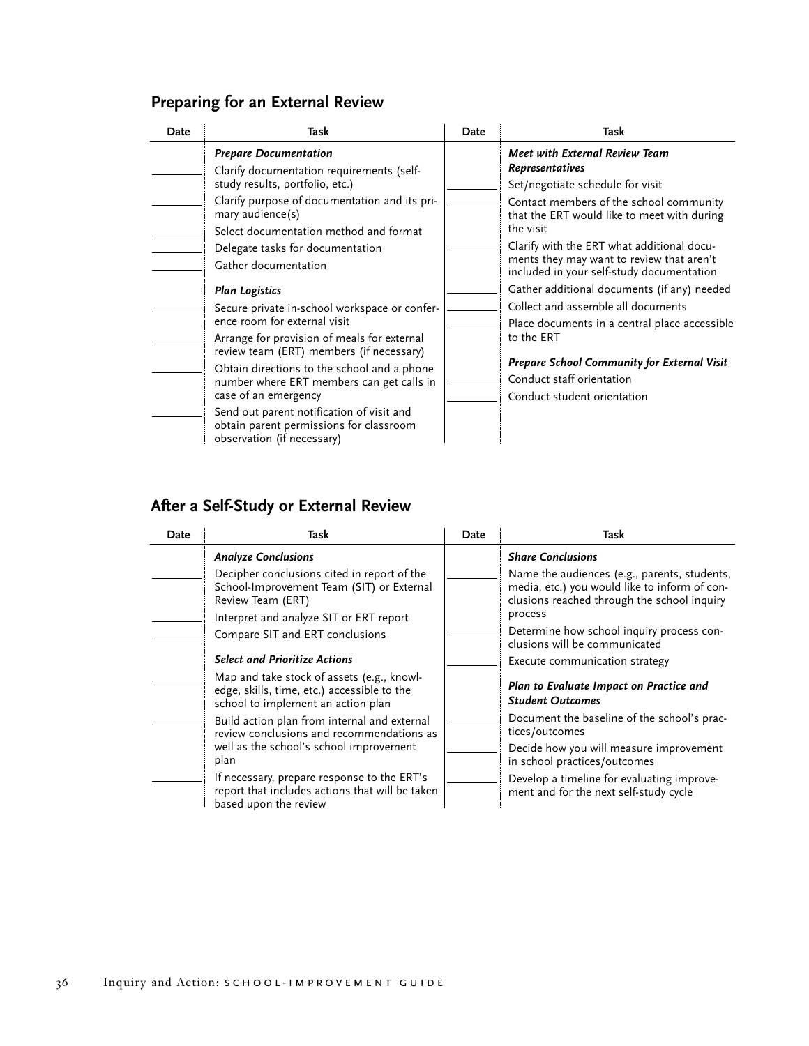## Preparing for an External Review

| Date | Task | Date | Task |
|---|---|---|---|
| | ***Prepare Documentation*** | | ***Meet with External Review Team Representatives*** |
| ________ | Clarify documentation requirements (self-study results, portfolio, etc.) | ________ | Set/negotiate schedule for visit |
| ________ | Clarify purpose of documentation and its primary audience(s) | ________ | Contact members of the school community that the ERT would like to meet with during the visit |
| ________ | Select documentation method and format | ________ | Clarify with the ERT what additional documents they may want to review that aren't included in your self-study documentation |
| ________ | Delegate tasks for documentation | ________ | Gather additional documents (if any) needed |
| ________ | Gather documentation | ________ | Collect and assemble all documents |
| | ***Plan Logistics*** | ________ | Place documents in a central place accessible to the ERT |
| ________ | Secure private in-school workspace or conference room for external visit | | ***Prepare School Community for External Visit*** |
| ________ | Arrange for provision of meals for external review team (ERT) members (if necessary) | ________ | Conduct staff orientation |
| ________ | Obtain directions to the school and a phone number where ERT members can get calls in case of an emergency | ________ | Conduct student orientation |
| ________ | Send out parent notification of visit and obtain parent permissions for classroom observation (if necessary) | | |

## After a Self-Study or External Review

| Date | Task | Date | Task |
|---|---|---|---|
| | ***Analyze Conclusions*** | | ***Share Conclusions*** |
| ________ | Decipher conclusions cited in report of the School-Improvement Team (SIT) or External Review Team (ERT) | ________ | Name the audiences (e.g., parents, students, media, etc.) you would like to inform of conclusions reached through the school inquiry process |
| ________ | Interpret and analyze SIT or ERT report | ________ | Determine how school inquiry process conclusions will be communicated |
| ________ | Compare SIT and ERT conclusions | ________ | Execute communication strategy |
| | ***Select and Prioritize Actions*** | | ***Plan to Evaluate Impact on Practice and Student Outcomes*** |
| ________ | Map and take stock of assets (e.g., knowledge, skills, time, etc.) accessible to the school to implement an action plan | ________ | Document the baseline of the school's practices/outcomes |
| ________ | Build action plan from internal and external review conclusions and recommendations as well as the school's school improvement plan | ________ | Decide how you will measure improvement in school practices/outcomes |
| ________ | If necessary, prepare response to the ERT's report that includes actions that will be taken based upon the review | ________ | Develop a timeline for evaluating improvement and for the next self-study cycle |